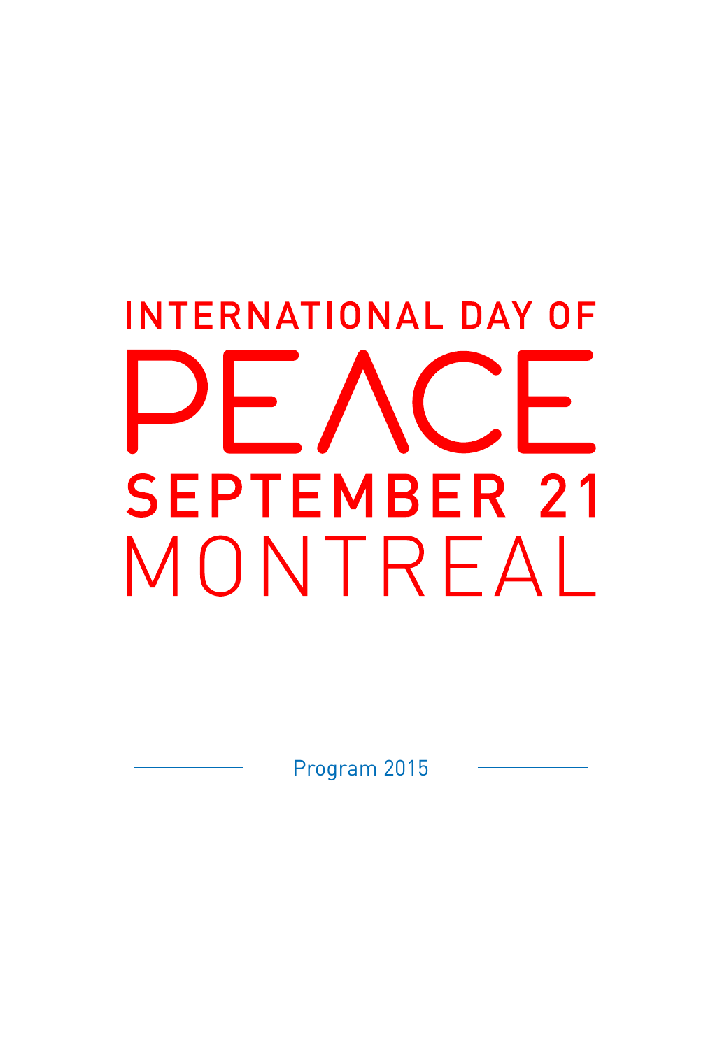# INTERNATIONAL DAY OF PEACE

# SEPTEMBER 21

# MONTREAL

Program 2015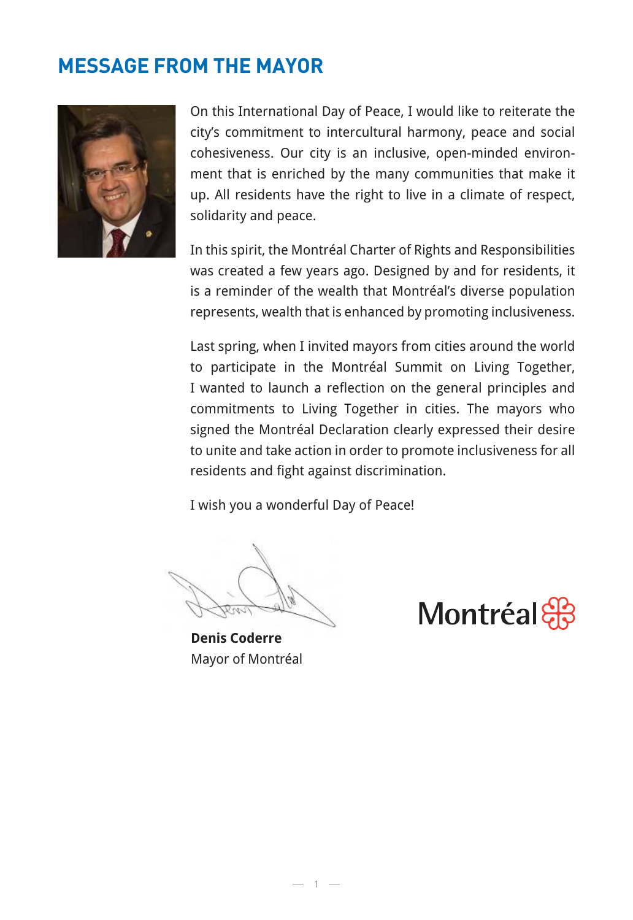# MESSAGE FROM THE MAYOR

On this International Day of Peace, I would like to reiterate the city's commitment to intercultural harmony, peace and social cohesiveness. Our city is an inclusive, open-minded environment that is enriched by the many communities that make it up. All residents have the right to live in a climate of respect, solidarity and peace.

In this spirit, the Montréal Charter of Rights and Responsibilities was created a few years ago. Designed by and for residents, it is a reminder of the wealth that Montréal's diverse population represents, wealth that is enhanced by promoting inclusiveness.

Last spring, when I invited mayors from cities around the world to participate in the Montréal Summit on Living Together, I wanted to launch a reflection on the general principles and commitments to Living Together in cities. The mayors who signed the Montréal Declaration clearly expressed their desire to unite and take action in order to promote inclusiveness for all residents and fight against discrimination.

I wish you a wonderful Day of Peace!

**Denis Coderre**
Mayor of Montréal

Montréal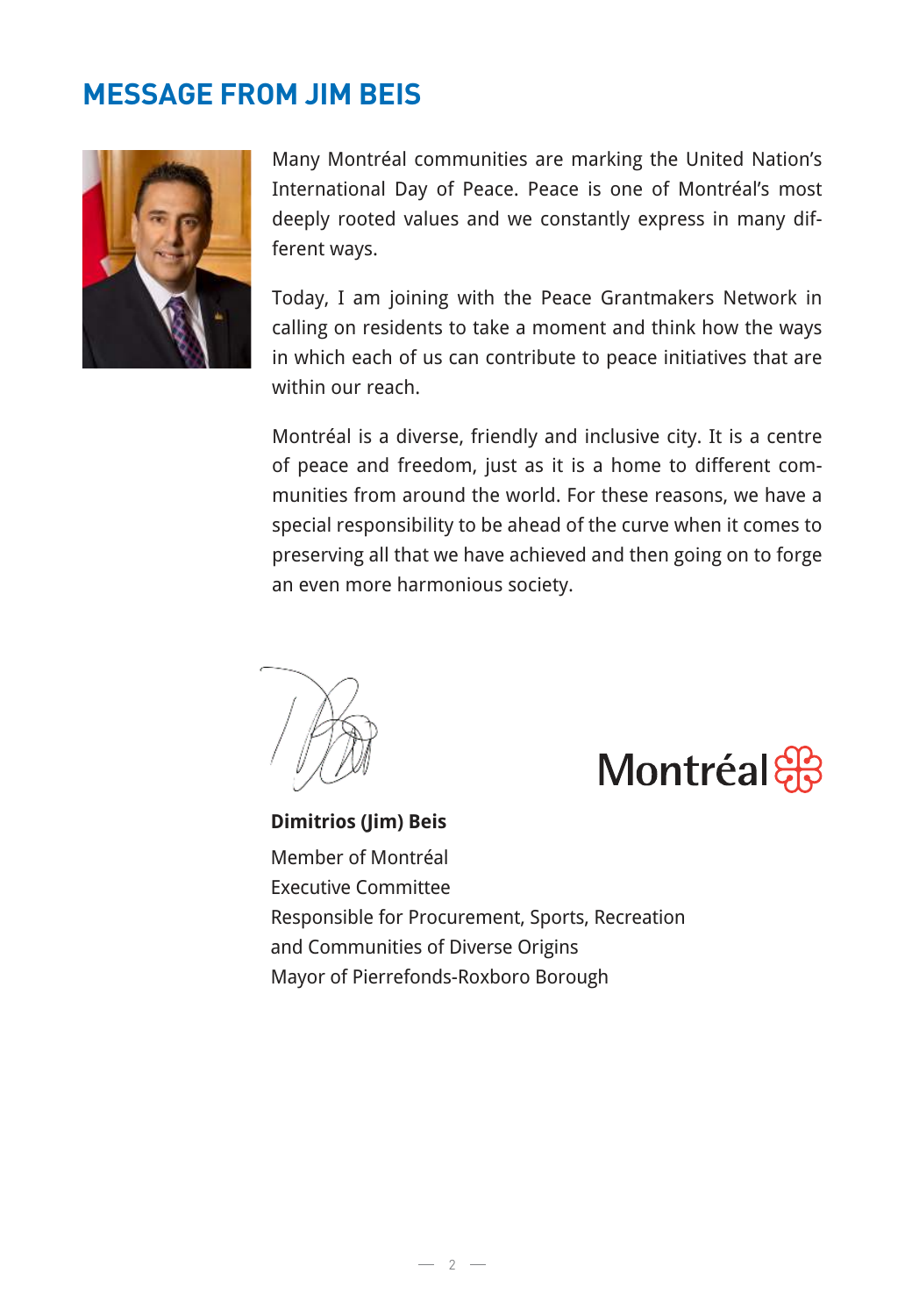# MESSAGE FROM JIM BEIS

Many Montréal communities are marking the United Nation's International Day of Peace. Peace is one of Montréal's most deeply rooted values and we constantly express in many different ways.

Today, I am joining with the Peace Grantmakers Network in calling on residents to take a moment and think how the ways in which each of us can contribute to peace initiatives that are within our reach.

Montréal is a diverse, friendly and inclusive city. It is a centre of peace and freedom, just as it is a home to different communities from around the world. For these reasons, we have a special responsibility to be ahead of the curve when it comes to preserving all that we have achieved and then going on to forge an even more harmonious society.

Montréal

**Dimitrios (Jim) Beis**
Member of Montréal
Executive Committee
Responsible for Procurement, Sports, Recreation
and Communities of Diverse Origins
Mayor of Pierrefonds-Roxboro Borough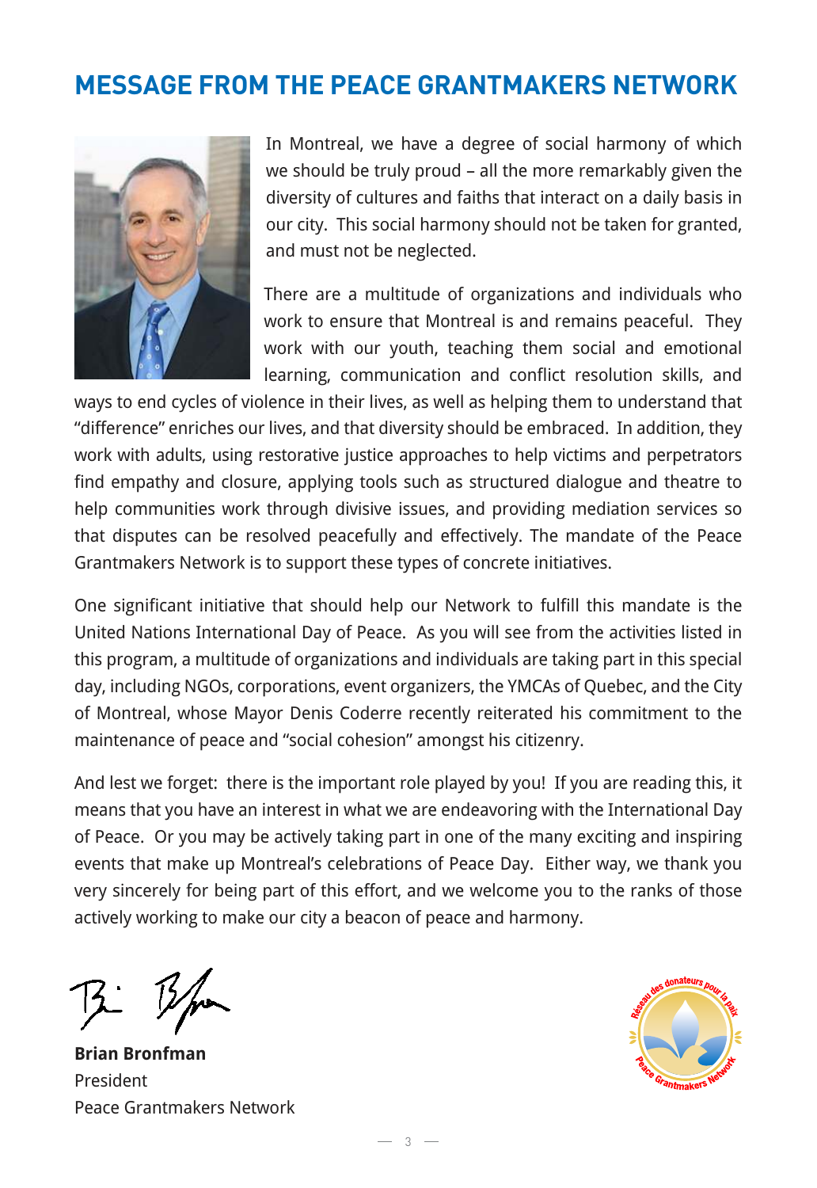# MESSAGE FROM THE PEACE GRANTMAKERS NETWORK

In Montreal, we have a degree of social harmony of which we should be truly proud – all the more remarkably given the diversity of cultures and faiths that interact on a daily basis in our city. This social harmony should not be taken for granted, and must not be neglected.

There are a multitude of organizations and individuals who work to ensure that Montreal is and remains peaceful. They work with our youth, teaching them social and emotional learning, communication and conflict resolution skills, and ways to end cycles of violence in their lives, as well as helping them to understand that "difference" enriches our lives, and that diversity should be embraced. In addition, they work with adults, using restorative justice approaches to help victims and perpetrators find empathy and closure, applying tools such as structured dialogue and theatre to help communities work through divisive issues, and providing mediation services so that disputes can be resolved peacefully and effectively. The mandate of the Peace Grantmakers Network is to support these types of concrete initiatives.

One significant initiative that should help our Network to fulfill this mandate is the United Nations International Day of Peace. As you will see from the activities listed in this program, a multitude of organizations and individuals are taking part in this special day, including NGOs, corporations, event organizers, the YMCAs of Quebec, and the City of Montreal, whose Mayor Denis Coderre recently reiterated his commitment to the maintenance of peace and "social cohesion" amongst his citizenry.

And lest we forget: there is the important role played by you! If you are reading this, it means that you have an interest in what we are endeavoring with the International Day of Peace. Or you may be actively taking part in one of the many exciting and inspiring events that make up Montreal's celebrations of Peace Day. Either way, we thank you very sincerely for being part of this effort, and we welcome you to the ranks of those actively working to make our city a beacon of peace and harmony.

**Brian Bronfman**
President
Peace Grantmakers Network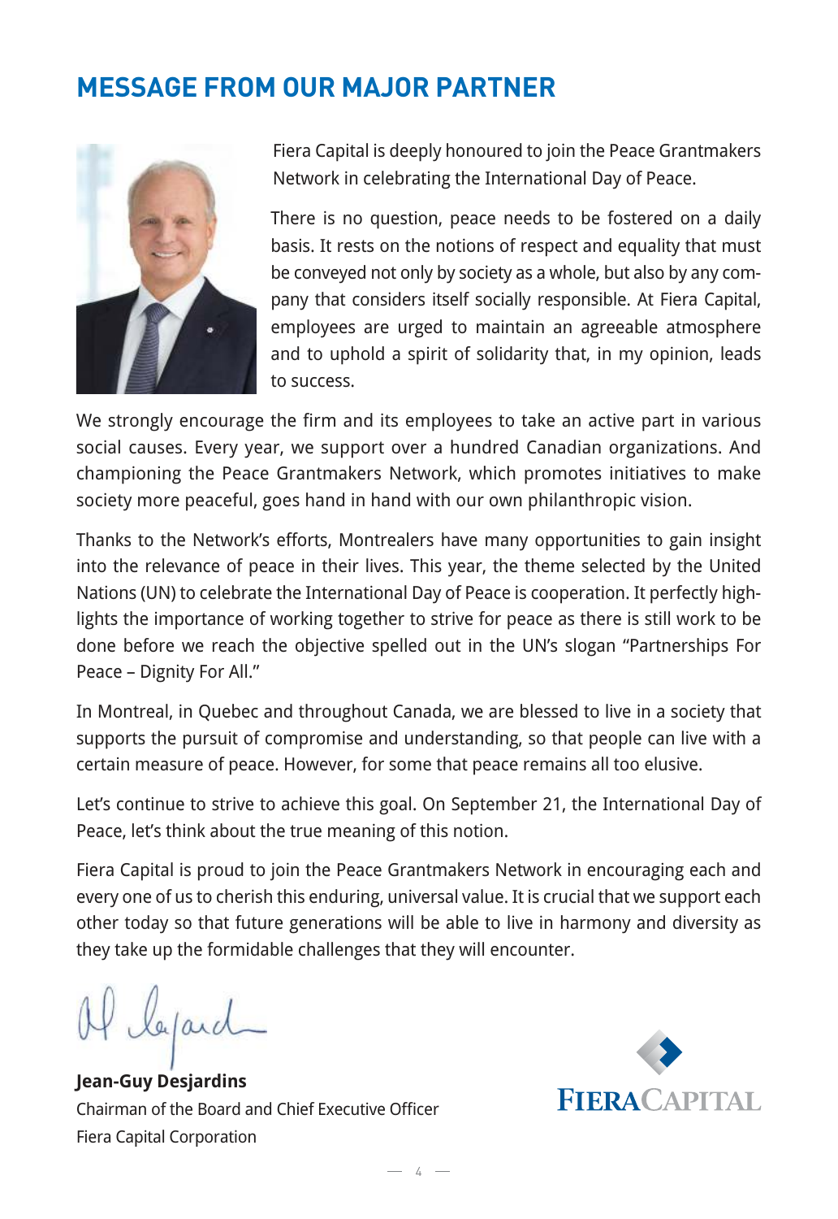# MESSAGE FROM OUR MAJOR PARTNER

Fiera Capital is deeply honoured to join the Peace Grantmakers Network in celebrating the International Day of Peace.

There is no question, peace needs to be fostered on a daily basis. It rests on the notions of respect and equality that must be conveyed not only by society as a whole, but also by any company that considers itself socially responsible. At Fiera Capital, employees are urged to maintain an agreeable atmosphere and to uphold a spirit of solidarity that, in my opinion, leads to success.

We strongly encourage the firm and its employees to take an active part in various social causes. Every year, we support over a hundred Canadian organizations. And championing the Peace Grantmakers Network, which promotes initiatives to make society more peaceful, goes hand in hand with our own philanthropic vision.

Thanks to the Network's efforts, Montrealers have many opportunities to gain insight into the relevance of peace in their lives. This year, the theme selected by the United Nations (UN) to celebrate the International Day of Peace is cooperation. It perfectly highlights the importance of working together to strive for peace as there is still work to be done before we reach the objective spelled out in the UN's slogan "Partnerships For Peace – Dignity For All."

In Montreal, in Quebec and throughout Canada, we are blessed to live in a society that supports the pursuit of compromise and understanding, so that people can live with a certain measure of peace. However, for some that peace remains all too elusive.

Let's continue to strive to achieve this goal. On September 21, the International Day of Peace, let's think about the true meaning of this notion.

Fiera Capital is proud to join the Peace Grantmakers Network in encouraging each and every one of us to cherish this enduring, universal value. It is crucial that we support each other today so that future generations will be able to live in harmony and diversity as they take up the formidable challenges that they will encounter.

**Jean-Guy Desjardins**
Chairman of the Board and Chief Executive Officer
Fiera Capital Corporation

FIERACAPITAL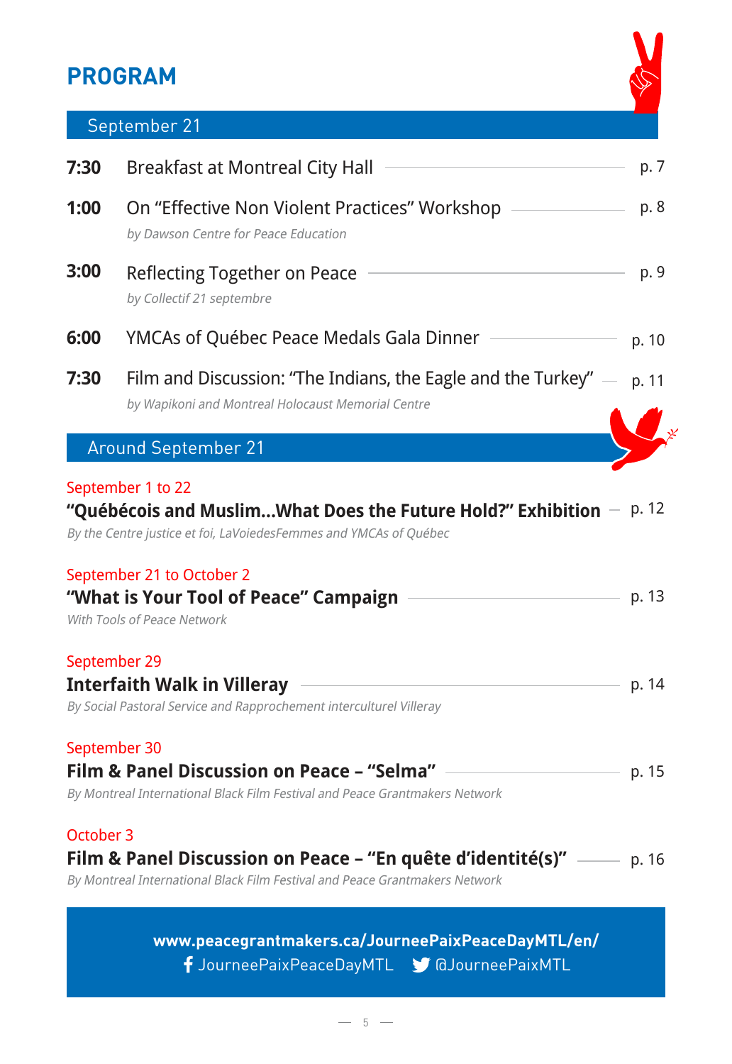# PROGRAM

## September 21

**7:30** Breakfast at Montreal City Hall — p. 7

**1:00** On “Effective Non Violent Practices” Workshop — p. 8
*by Dawson Centre for Peace Education*

**3:00** Reflecting Together on Peace — p. 9
*by Collectif 21 septembre*

**6:00** YMCAs of Québec Peace Medals Gala Dinner — p. 10

**7:30** Film and Discussion: “The Indians, the Eagle and the Turkey” — p. 11
*by Wapikoni and Montreal Holocaust Memorial Centre*

## Around September 21

September 1 to 22
**“Québécois and Muslim...What Does the Future Hold?” Exhibition** — p. 12
*By the Centre justice et foi, LaVoiedesFemmes and YMCAs of Québec*

September 21 to October 2
**“What is Your Tool of Peace” Campaign** — p. 13
*With Tools of Peace Network*

September 29
**Interfaith Walk in Villeray** — p. 14
*By Social Pastoral Service and Rapprochement interculturel Villeray*

September 30
**Film & Panel Discussion on Peace – “Selma”** — p. 15
*By Montreal International Black Film Festival and Peace Grantmakers Network*

October 3
**Film & Panel Discussion on Peace – “En quête d’identité(s)”** — p. 16
*By Montreal International Black Film Festival and Peace Grantmakers Network*

**www.peacegrantmakers.ca/JourneePaixPeaceDayMTL/en/**
JourneePaixPeaceDayMTL @JourneePaixMTL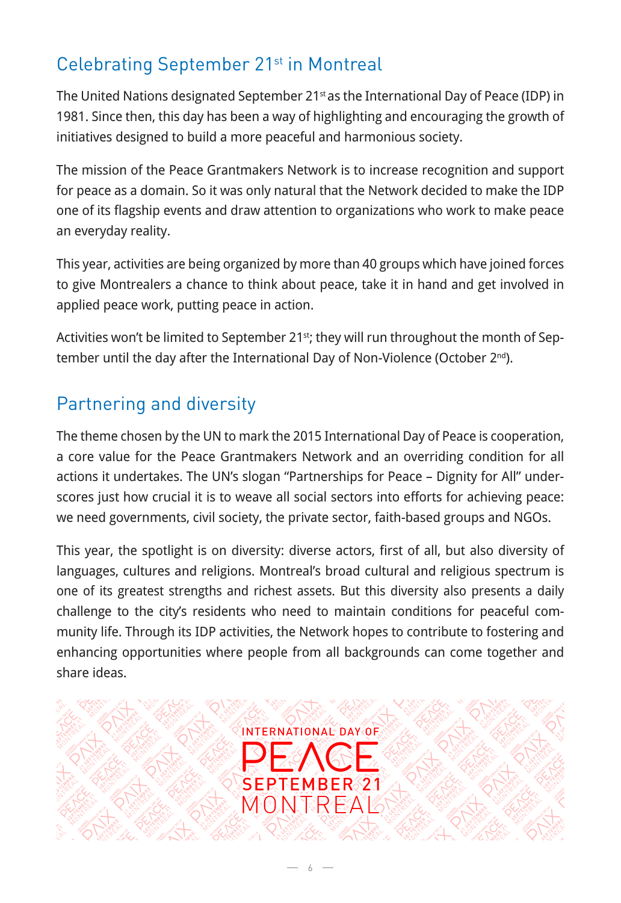## Celebrating September 21st in Montreal

The United Nations designated September 21st as the International Day of Peace (IDP) in 1981. Since then, this day has been a way of highlighting and encouraging the growth of initiatives designed to build a more peaceful and harmonious society.

The mission of the Peace Grantmakers Network is to increase recognition and support for peace as a domain. So it was only natural that the Network decided to make the IDP one of its flagship events and draw attention to organizations who work to make peace an everyday reality.

This year, activities are being organized by more than 40 groups which have joined forces to give Montrealers a chance to think about peace, take it in hand and get involved in applied peace work, putting peace in action.

Activities won't be limited to September 21st; they will run throughout the month of September until the day after the International Day of Non-Violence (October 2nd).

## Partnering and diversity

The theme chosen by the UN to mark the 2015 International Day of Peace is cooperation, a core value for the Peace Grantmakers Network and an overriding condition for all actions it undertakes. The UN's slogan "Partnerships for Peace – Dignity for All" underscores just how crucial it is to weave all social sectors into efforts for achieving peace: we need governments, civil society, the private sector, faith-based groups and NGOs.

This year, the spotlight is on diversity: diverse actors, first of all, but also diversity of languages, cultures and religions. Montreal's broad cultural and religious spectrum is one of its greatest strengths and richest assets. But this diversity also presents a daily challenge to the city's residents who need to maintain conditions for peaceful community life. Through its IDP activities, the Network hopes to contribute to fostering and enhancing opportunities where people from all backgrounds can come together and share ideas.

INTERNATIONAL DAY OF PEACE SEPTEMBER 21 MONTREAL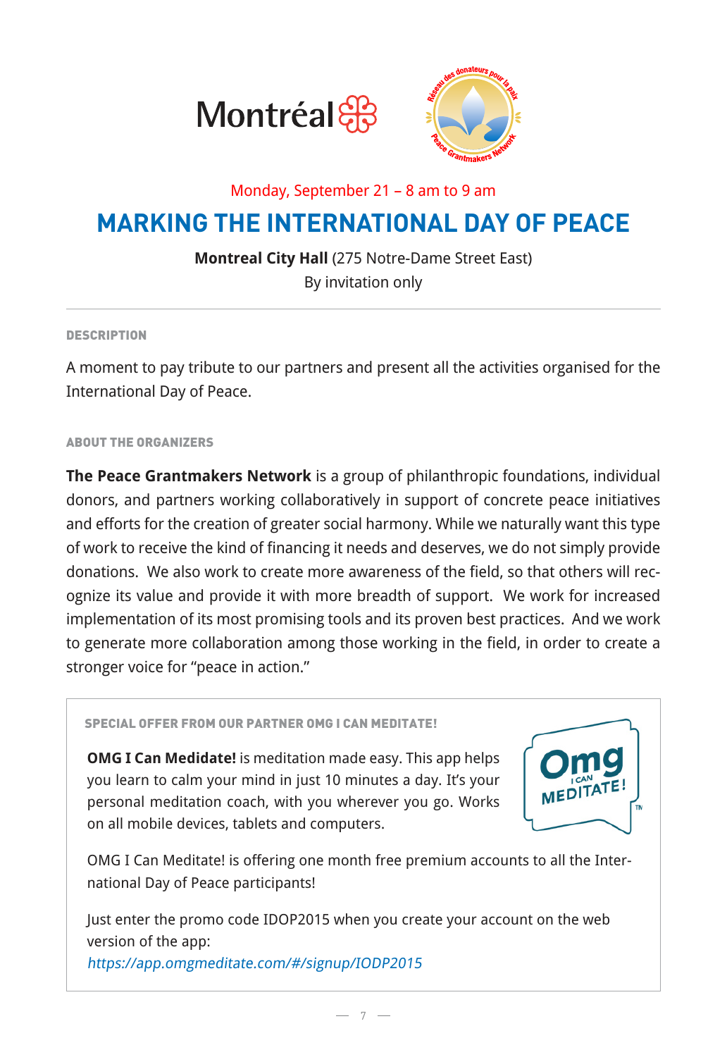Monday, September 21 – 8 am to 9 am

# MARKING THE INTERNATIONAL DAY OF PEACE

**Montreal City Hall** (275 Notre-Dame Street East)
By invitation only

---

#### DESCRIPTION

A moment to pay tribute to our partners and present all the activities organised for the International Day of Peace.

#### ABOUT THE ORGANIZERS

**The Peace Grantmakers Network** is a group of philanthropic foundations, individual donors, and partners working collaboratively in support of concrete peace initiatives and efforts for the creation of greater social harmony. While we naturally want this type of work to receive the kind of financing it needs and deserves, we do not simply provide donations. We also work to create more awareness of the field, so that others will recognize its value and provide it with more breadth of support. We work for increased implementation of its most promising tools and its proven best practices. And we work to generate more collaboration among those working in the field, in order to create a stronger voice for "peace in action."

#### SPECIAL OFFER FROM OUR PARTNER OMG I CAN MEDITATE!

**OMG I Can Medidate!** is meditation made easy. This app helps you learn to calm your mind in just 10 minutes a day. It's your personal meditation coach, with you wherever you go. Works on all mobile devices, tablets and computers.

OMG I Can Meditate! is offering one month free premium accounts to all the International Day of Peace participants!

Just enter the promo code IDOP2015 when you create your account on the web version of the app:
*https://app.omgmeditate.com/#/signup/IODP2015*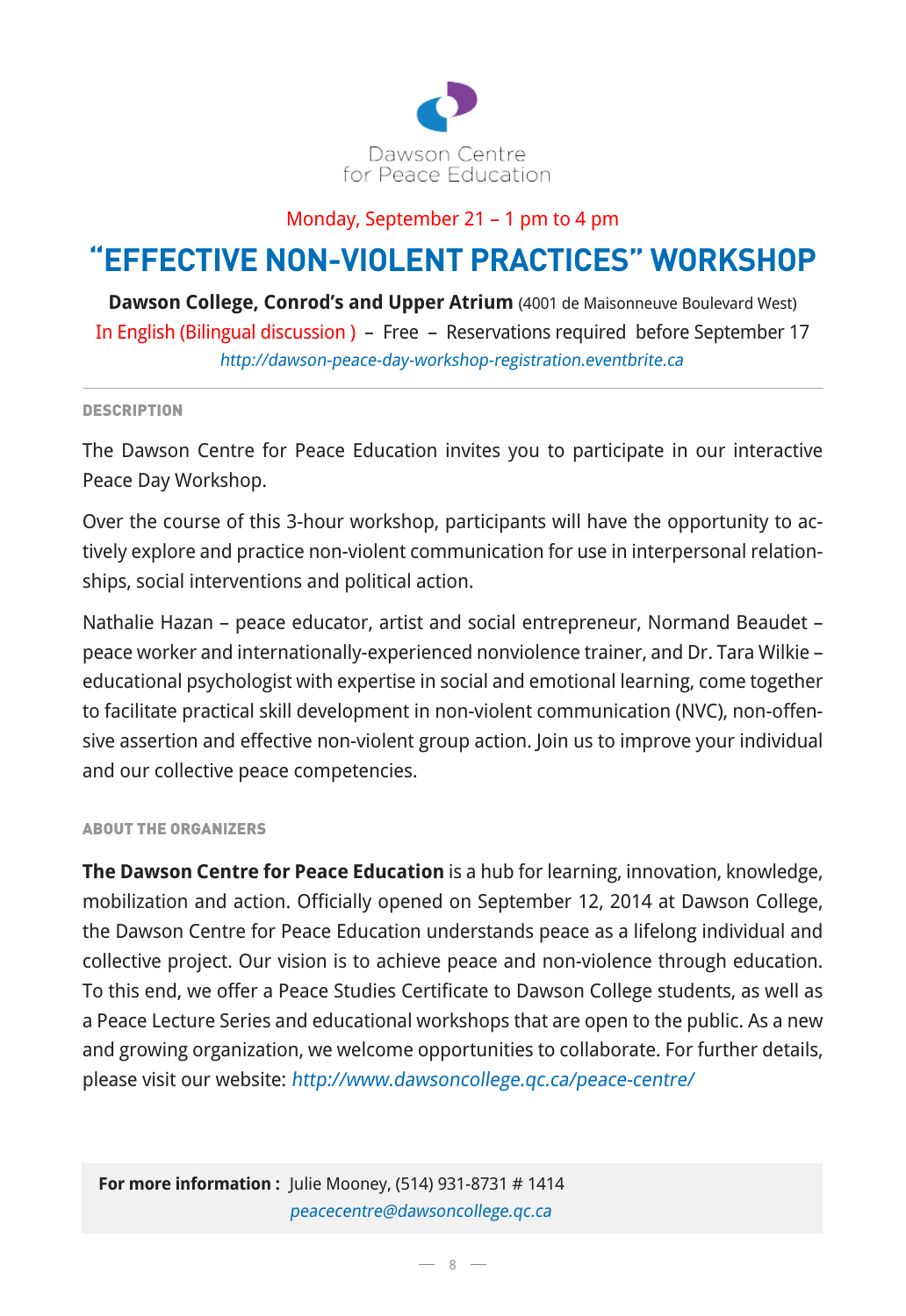Dawson Centre for Peace Education

Monday, September 21 – 1 pm to 4 pm

# "EFFECTIVE NON-VIOLENT PRACTICES" WORKSHOP

**Dawson College, Conrod's and Upper Atrium** (4001 de Maisonneuve Boulevard West)

In English (Bilingual discussion ) – Free – Reservations required before September 17

*http://dawson-peace-day-workshop-registration.eventbrite.ca*

---

#### DESCRIPTION

The Dawson Centre for Peace Education invites you to participate in our interactive Peace Day Workshop.

Over the course of this 3-hour workshop, participants will have the opportunity to actively explore and practice non-violent communication for use in interpersonal relationships, social interventions and political action.

Nathalie Hazan – peace educator, artist and social entrepreneur, Normand Beaudet – peace worker and internationally-experienced nonviolence trainer, and Dr. Tara Wilkie – educational psychologist with expertise in social and emotional learning, come together to facilitate practical skill development in non-violent communication (NVC), non-offensive assertion and effective non-violent group action. Join us to improve your individual and our collective peace competencies.

#### ABOUT THE ORGANIZERS

**The Dawson Centre for Peace Education** is a hub for learning, innovation, knowledge, mobilization and action. Officially opened on September 12, 2014 at Dawson College, the Dawson Centre for Peace Education understands peace as a lifelong individual and collective project. Our vision is to achieve peace and non-violence through education. To this end, we offer a Peace Studies Certificate to Dawson College students, as well as a Peace Lecture Series and educational workshops that are open to the public. As a new and growing organization, we welcome opportunities to collaborate. For further details, please visit our website: *http://www.dawsoncollege.qc.ca/peace-centre/*

**For more information :** Julie Mooney, (514) 931-8731 # 1414
*peacecentre@dawsoncollege.qc.ca*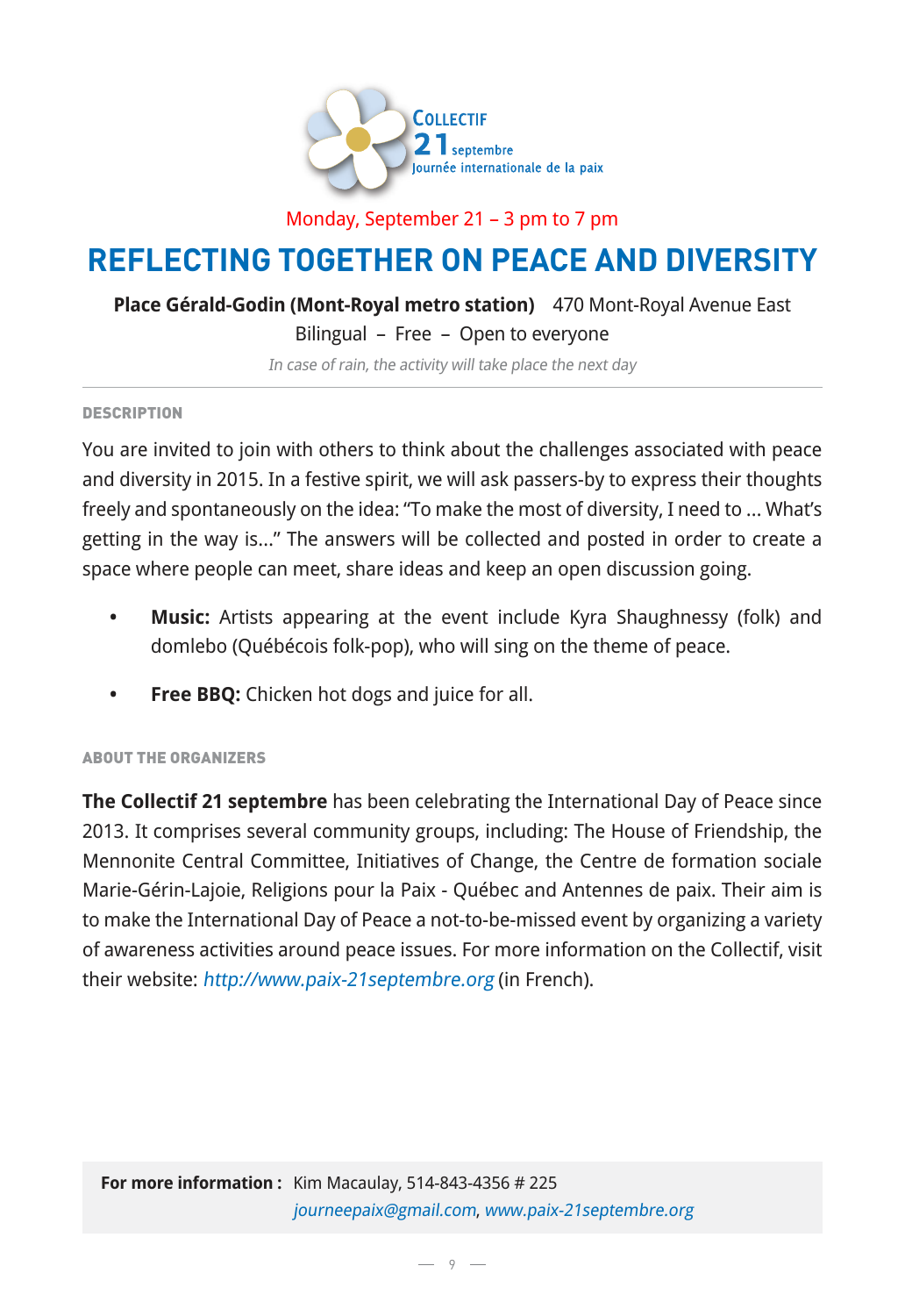Collectif 21 septembre
Journée internationale de la paix

Monday, September 21 – 3 pm to 7 pm

# REFLECTING TOGETHER ON PEACE AND DIVERSITY

**Place Gérald-Godin (Mont-Royal metro station)** 470 Mont-Royal Avenue East

Bilingual – Free – Open to everyone

*In case of rain, the activity will take place the next day*

---

## DESCRIPTION

You are invited to join with others to think about the challenges associated with peace and diversity in 2015. In a festive spirit, we will ask passers-by to express their thoughts freely and spontaneously on the idea: "To make the most of diversity, I need to ... What's getting in the way is..." The answers will be collected and posted in order to create a space where people can meet, share ideas and keep an open discussion going.

- **Music:** Artists appearing at the event include Kyra Shaughnessy (folk) and domlebo (Québécois folk-pop), who will sing on the theme of peace.
- **Free BBQ:** Chicken hot dogs and juice for all.

## ABOUT THE ORGANIZERS

**The Collectif 21 septembre** has been celebrating the International Day of Peace since 2013. It comprises several community groups, including: The House of Friendship, the Mennonite Central Committee, Initiatives of Change, the Centre de formation sociale Marie-Gérin-Lajoie, Religions pour la Paix - Québec and Antennes de paix. Their aim is to make the International Day of Peace a not-to-be-missed event by organizing a variety of awareness activities around peace issues. For more information on the Collectif, visit their website: *http://www.paix-21septembre.org* (in French).

**For more information :** Kim Macaulay, 514-843-4356 # 225
*journeepaix@gmail.com*, *www.paix-21septembre.org*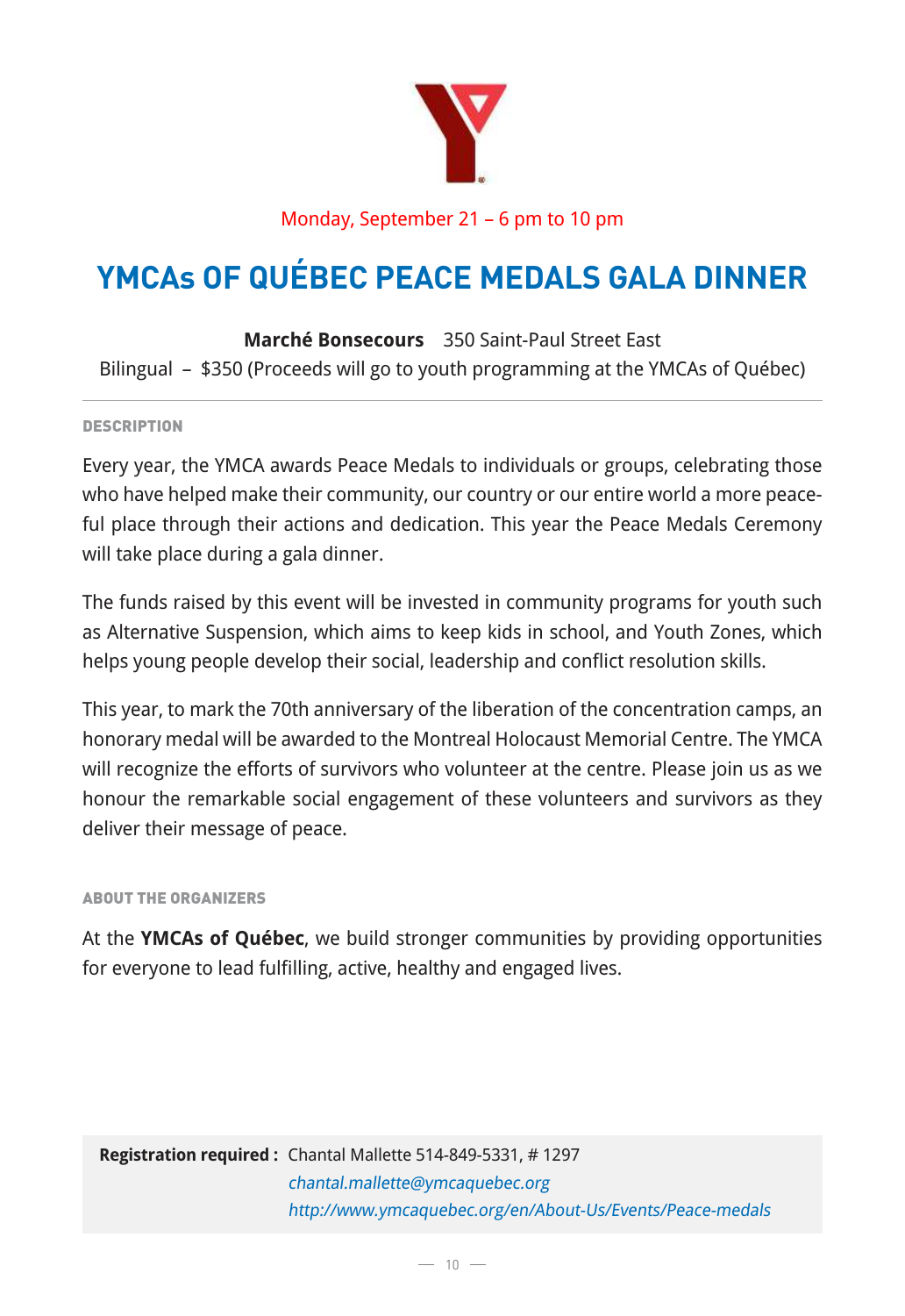Monday, September 21 – 6 pm to 10 pm

# YMCAs OF QUÉBEC PEACE MEDALS GALA DINNER

**Marché Bonsecours** 350 Saint-Paul Street East

Bilingual – $350 (Proceeds will go to youth programming at the YMCAs of Québec)

---

### DESCRIPTION

Every year, the YMCA awards Peace Medals to individuals or groups, celebrating those who have helped make their community, our country or our entire world a more peaceful place through their actions and dedication. This year the Peace Medals Ceremony will take place during a gala dinner.

The funds raised by this event will be invested in community programs for youth such as Alternative Suspension, which aims to keep kids in school, and Youth Zones, which helps young people develop their social, leadership and conflict resolution skills.

This year, to mark the 70th anniversary of the liberation of the concentration camps, an honorary medal will be awarded to the Montreal Holocaust Memorial Centre. The YMCA will recognize the efforts of survivors who volunteer at the centre. Please join us as we honour the remarkable social engagement of these volunteers and survivors as they deliver their message of peace.

### ABOUT THE ORGANIZERS

At the **YMCAs of Québec**, we build stronger communities by providing opportunities for everyone to lead fulfilling, active, healthy and engaged lives.

**Registration required :** Chantal Mallette 514-849-5331, # 1297
*chantal.mallette@ymcaquebec.org*
*http://www.ymcaquebec.org/en/About-Us/Events/Peace-medals*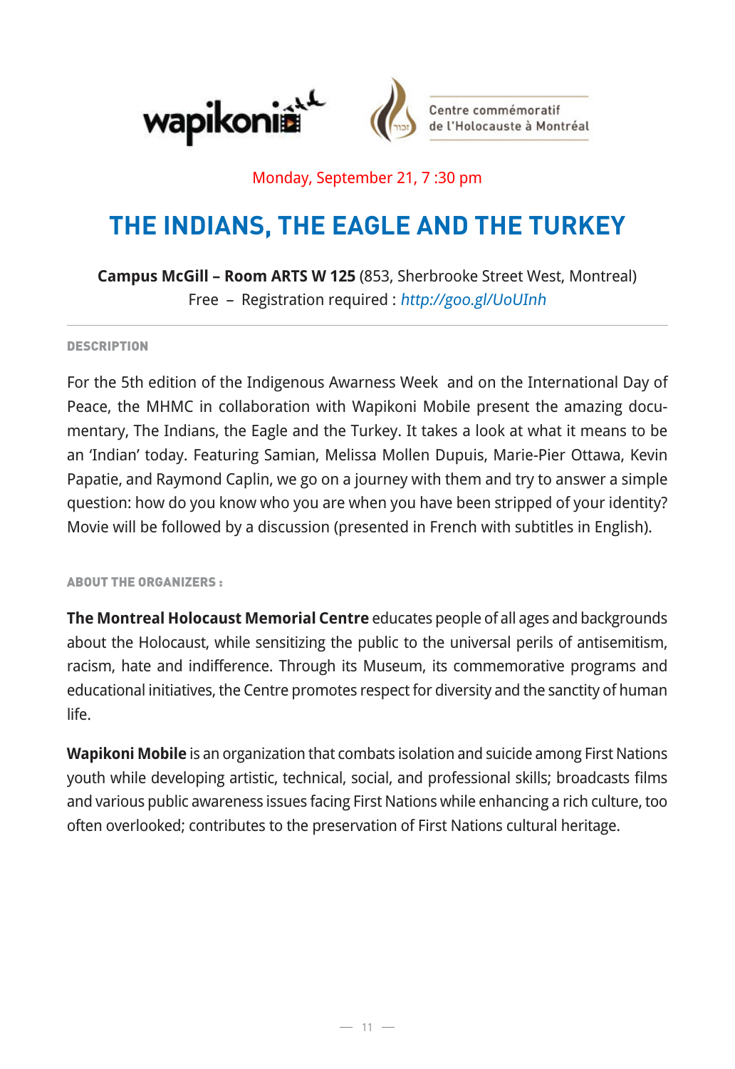wapikoni

Centre commémoratif de l'Holocauste à Montréal

Monday, September 21, 7 :30 pm

# THE INDIANS, THE EAGLE AND THE TURKEY

**Campus McGill – Room ARTS W 125** (853, Sherbrooke Street West, Montreal)
Free – Registration required : *http://goo.gl/UoUInh*

---

**DESCRIPTION**

For the 5th edition of the Indigenous Awarness Week and on the International Day of Peace, the MHMC in collaboration with Wapikoni Mobile present the amazing documentary, The Indians, the Eagle and the Turkey. It takes a look at what it means to be an 'Indian' today. Featuring Samian, Melissa Mollen Dupuis, Marie-Pier Ottawa, Kevin Papatie, and Raymond Caplin, we go on a journey with them and try to answer a simple question: how do you know who you are when you have been stripped of your identity? Movie will be followed by a discussion (presented in French with subtitles in English).

**ABOUT THE ORGANIZERS :**

**The Montreal Holocaust Memorial Centre** educates people of all ages and backgrounds about the Holocaust, while sensitizing the public to the universal perils of antisemitism, racism, hate and indifference. Through its Museum, its commemorative programs and educational initiatives, the Centre promotes respect for diversity and the sanctity of human life.

**Wapikoni Mobile** is an organization that combats isolation and suicide among First Nations youth while developing artistic, technical, social, and professional skills; broadcasts films and various public awareness issues facing First Nations while enhancing a rich culture, too often overlooked; contributes to the preservation of First Nations cultural heritage.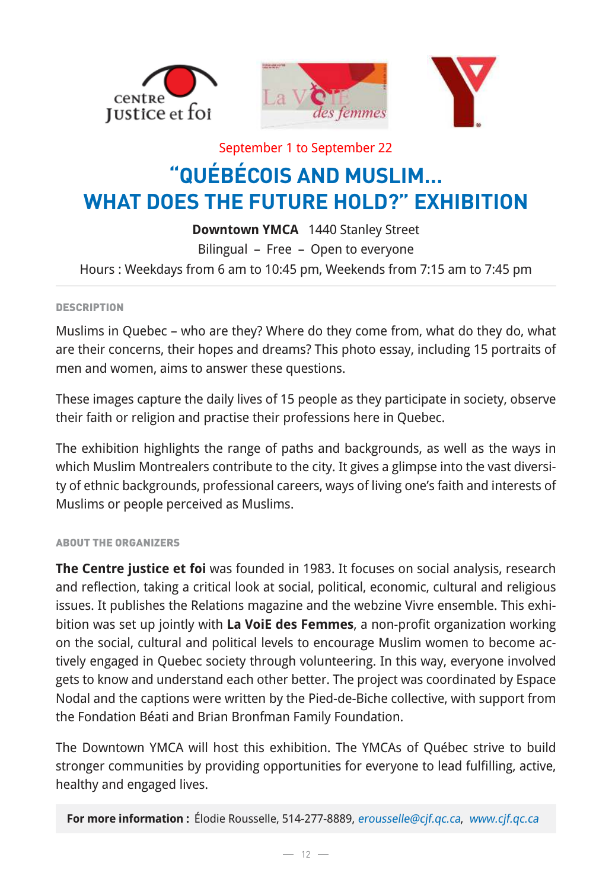September 1 to September 22

# "QUÉBÉCOIS AND MUSLIM... WHAT DOES THE FUTURE HOLD?" EXHIBITION

**Downtown YMCA** 1440 Stanley Street

Bilingual – Free – Open to everyone

Hours : Weekdays from 6 am to 10:45 pm, Weekends from 7:15 am to 7:45 pm

#### DESCRIPTION

Muslims in Quebec – who are they? Where do they come from, what do they do, what are their concerns, their hopes and dreams? This photo essay, including 15 portraits of men and women, aims to answer these questions.

These images capture the daily lives of 15 people as they participate in society, observe their faith or religion and practise their professions here in Quebec.

The exhibition highlights the range of paths and backgrounds, as well as the ways in which Muslim Montrealers contribute to the city. It gives a glimpse into the vast diversity of ethnic backgrounds, professional careers, ways of living one's faith and interests of Muslims or people perceived as Muslims.

#### ABOUT THE ORGANIZERS

**The Centre justice et foi** was founded in 1983. It focuses on social analysis, research and reflection, taking a critical look at social, political, economic, cultural and religious issues. It publishes the Relations magazine and the webzine Vivre ensemble. This exhibition was set up jointly with **La VoiE des Femmes**, a non-profit organization working on the social, cultural and political levels to encourage Muslim women to become actively engaged in Quebec society through volunteering. In this way, everyone involved gets to know and understand each other better. The project was coordinated by Espace Nodal and the captions were written by the Pied-de-Biche collective, with support from the Fondation Béati and Brian Bronfman Family Foundation.

The Downtown YMCA will host this exhibition. The YMCAs of Québec strive to build stronger communities by providing opportunities for everyone to lead fulfilling, active, healthy and engaged lives.

**For more information :** Élodie Rousselle, 514-277-8889, *erousselle@cjf.qc.ca*, *www.cjf.qc.ca*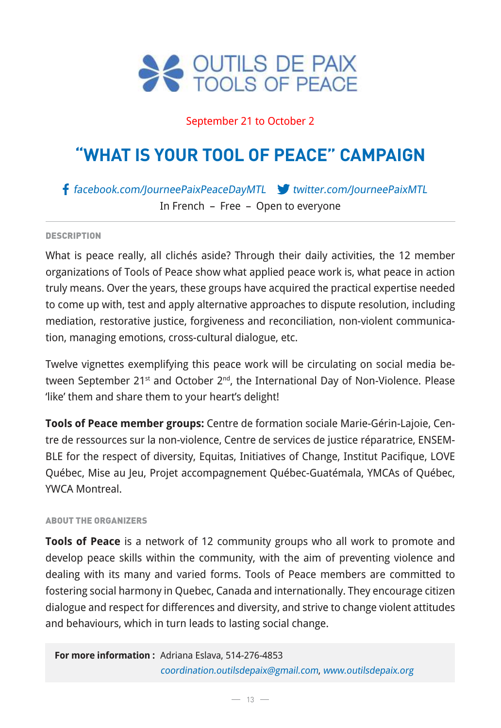OUTILS DE PAIX
TOOLS OF PEACE

September 21 to October 2

# "WHAT IS YOUR TOOL OF PEACE" CAMPAIGN

*facebook.com/JourneePaixPeaceDayMTL* *twitter.com/JourneePaixMTL*

In French – Free – Open to everyone

#### DESCRIPTION

What is peace really, all clichés aside? Through their daily activities, the 12 member organizations of Tools of Peace show what applied peace work is, what peace in action truly means. Over the years, these groups have acquired the practical expertise needed to come up with, test and apply alternative approaches to dispute resolution, including mediation, restorative justice, forgiveness and reconciliation, non-violent communication, managing emotions, cross-cultural dialogue, etc.

Twelve vignettes exemplifying this peace work will be circulating on social media between September 21st and October 2nd, the International Day of Non-Violence. Please 'like' them and share them to your heart's delight!

**Tools of Peace member groups:** Centre de formation sociale Marie-Gérin-Lajoie, Centre de ressources sur la non-violence, Centre de services de justice réparatrice, ENSEMBLE for the respect of diversity, Equitas, Initiatives of Change, Institut Pacifique, LOVE Québec, Mise au Jeu, Projet accompagnement Québec-Guatémala, YMCAs of Québec, YWCA Montreal.

#### ABOUT THE ORGANIZERS

**Tools of Peace** is a network of 12 community groups who all work to promote and develop peace skills within the community, with the aim of preventing violence and dealing with its many and varied forms. Tools of Peace members are committed to fostering social harmony in Quebec, Canada and internationally. They encourage citizen dialogue and respect for differences and diversity, and strive to change violent attitudes and behaviours, which in turn leads to lasting social change.

**For more information :** Adriana Eslava, 514-276-4853
*coordination.outilsdepaix@gmail.com*, *www.outilsdepaix.org*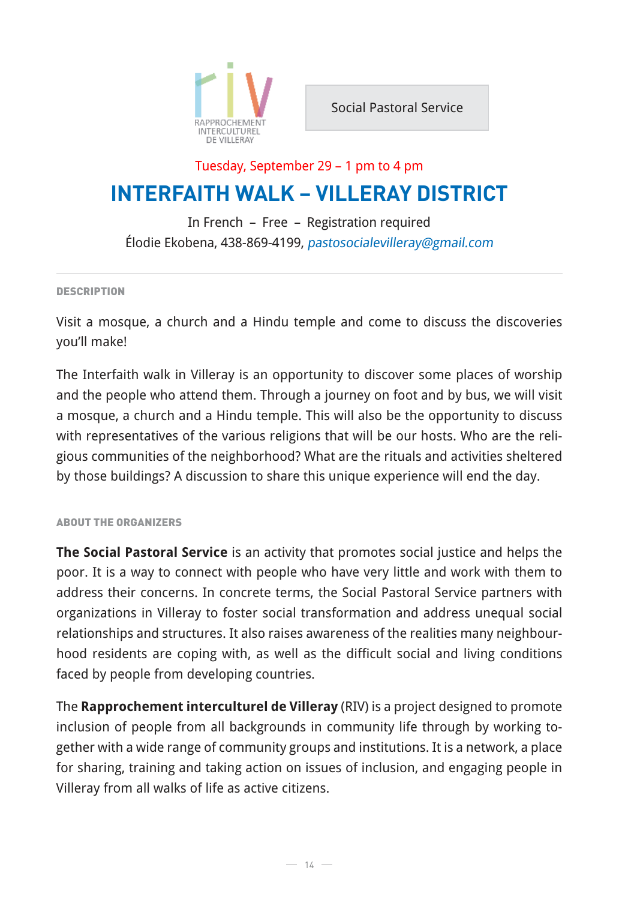RAPPROCHEMENT INTERCULTUREL DE VILLERAY

Social Pastoral Service

Tuesday, September 29 – 1 pm to 4 pm

# INTERFAITH WALK – VILLERAY DISTRICT

In French – Free – Registration required

Élodie Ekobena, 438-869-4199, *pastosocialevilleray@gmail.com*

---

#### DESCRIPTION

Visit a mosque, a church and a Hindu temple and come to discuss the discoveries you'll make!

The Interfaith walk in Villeray is an opportunity to discover some places of worship and the people who attend them. Through a journey on foot and by bus, we will visit a mosque, a church and a Hindu temple. This will also be the opportunity to discuss with representatives of the various religions that will be our hosts. Who are the religious communities of the neighborhood? What are the rituals and activities sheltered by those buildings? A discussion to share this unique experience will end the day.

#### ABOUT THE ORGANIZERS

**The Social Pastoral Service** is an activity that promotes social justice and helps the poor. It is a way to connect with people who have very little and work with them to address their concerns. In concrete terms, the Social Pastoral Service partners with organizations in Villeray to foster social transformation and address unequal social relationships and structures. It also raises awareness of the realities many neighbourhood residents are coping with, as well as the difficult social and living conditions faced by people from developing countries.

The **Rapprochement interculturel de Villeray** (RIV) is a project designed to promote inclusion of people from all backgrounds in community life through by working together with a wide range of community groups and institutions. It is a network, a place for sharing, training and taking action on issues of inclusion, and engaging people in Villeray from all walks of life as active citizens.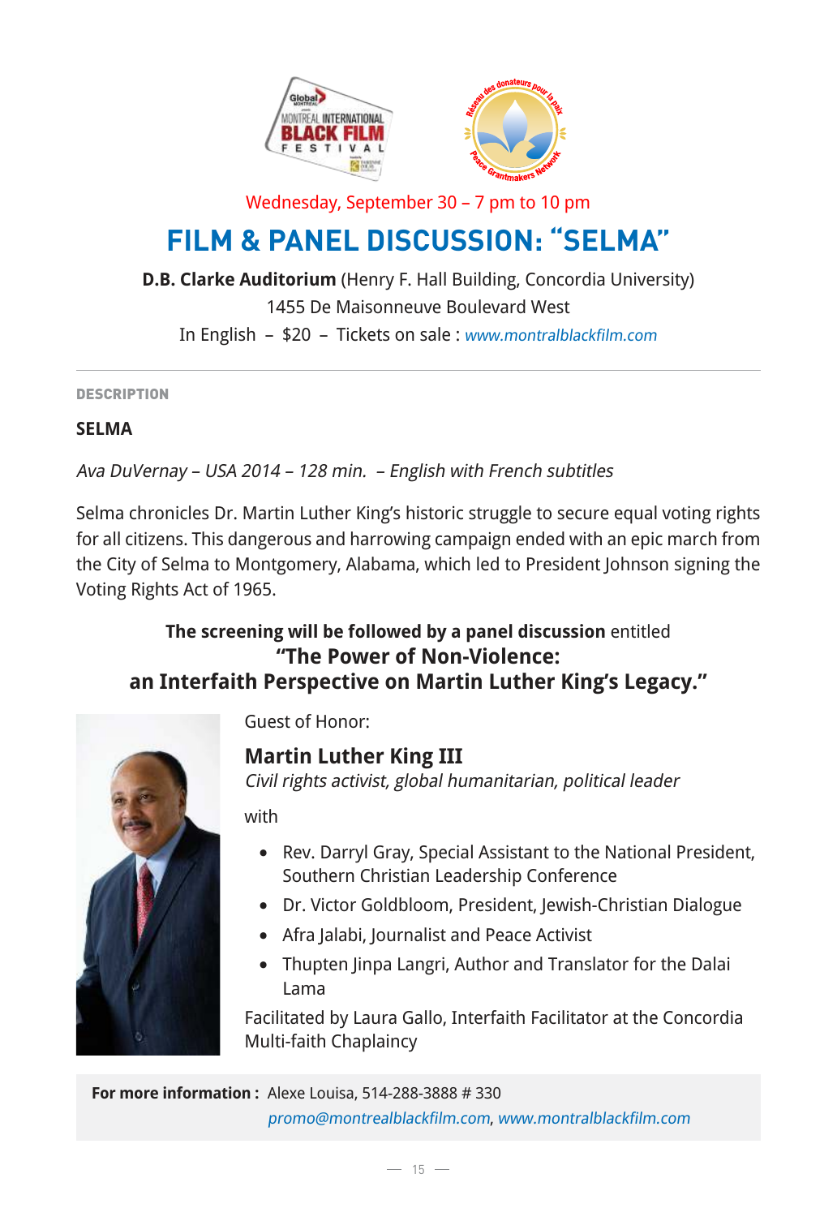Wednesday, September 30 – 7 pm to 10 pm

# FILM & PANEL DISCUSSION: "SELMA"

**D.B. Clarke Auditorium** (Henry F. Hall Building, Concordia University)
1455 De Maisonneuve Boulevard West
In English – $20 – Tickets on sale : *www.montralblackfilm.com*

---

**DESCRIPTION**

**SELMA**

*Ava DuVernay – USA 2014 – 128 min. – English with French subtitles*

Selma chronicles Dr. Martin Luther King's historic struggle to secure equal voting rights for all citizens. This dangerous and harrowing campaign ended with an epic march from the City of Selma to Montgomery, Alabama, which led to President Johnson signing the Voting Rights Act of 1965.

**The screening will be followed by a panel discussion** entitled
**"The Power of Non-Violence: an Interfaith Perspective on Martin Luther King's Legacy."**

Guest of Honor:

**Martin Luther King III**
*Civil rights activist, global humanitarian, political leader*

with

- Rev. Darryl Gray, Special Assistant to the National President, Southern Christian Leadership Conference
- Dr. Victor Goldbloom, President, Jewish-Christian Dialogue
- Afra Jalabi, Journalist and Peace Activist
- Thupten Jinpa Langri, Author and Translator for the Dalai Lama

Facilitated by Laura Gallo, Interfaith Facilitator at the Concordia Multi-faith Chaplaincy

**For more information :** Alexe Louisa, 514-288-3888 # 330
*promo@montrealblackfilm.com*, *www.montralblackfilm.com*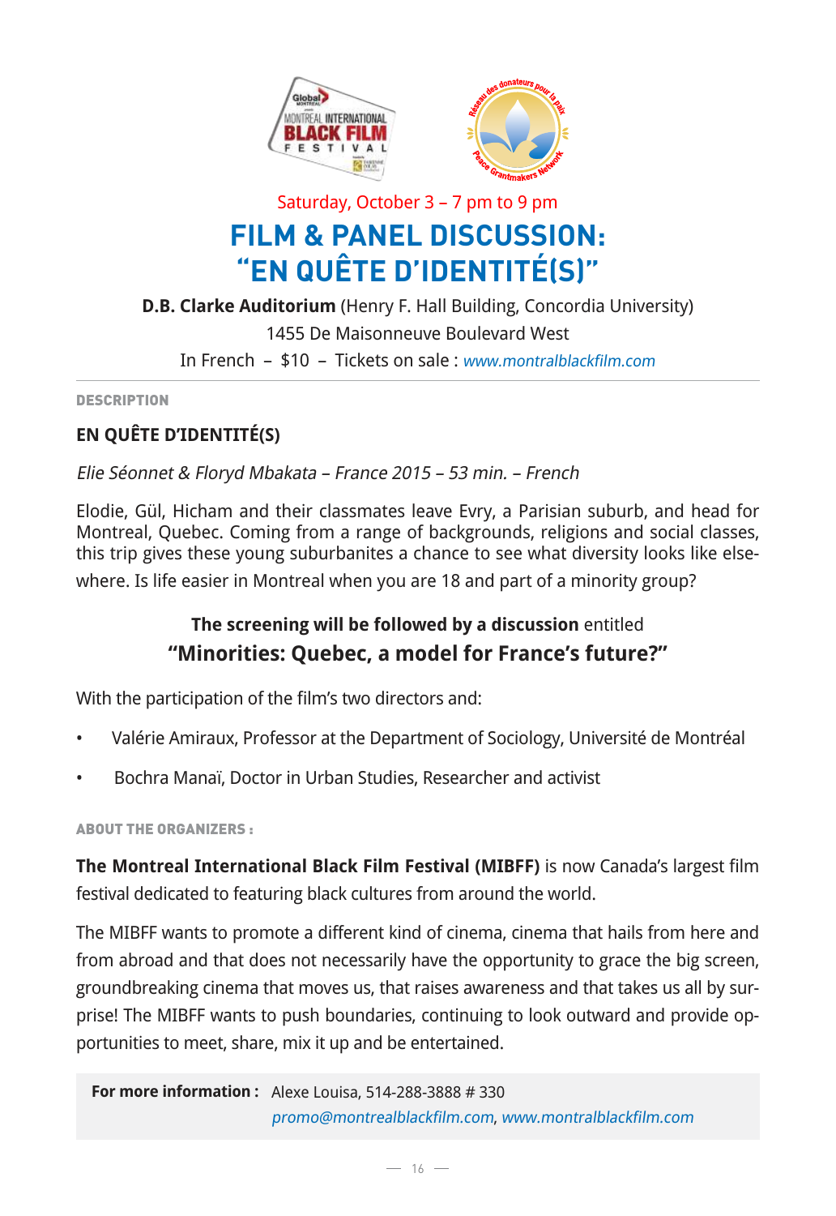Saturday, October 3 – 7 pm to 9 pm

# FILM & PANEL DISCUSSION: "EN QUÊTE D'IDENTITÉ(S)"

**D.B. Clarke Auditorium** (Henry F. Hall Building, Concordia University)
1455 De Maisonneuve Boulevard West
In French – $10 – Tickets on sale : *www.montralblackfilm.com*

#### DESCRIPTION

### EN QUÊTE D'IDENTITÉ(S)

*Elie Séonnet & Floryd Mbakata – France 2015 – 53 min. – French*

Elodie, Gül, Hicham and their classmates leave Evry, a Parisian suburb, and head for Montreal, Quebec. Coming from a range of backgrounds, religions and social classes, this trip gives these young suburbanites a chance to see what diversity looks like elsewhere. Is life easier in Montreal when you are 18 and part of a minority group?

**The screening will be followed by a discussion** entitled
**"Minorities: Quebec, a model for France's future?"**

With the participation of the film's two directors and:

- Valérie Amiraux, Professor at the Department of Sociology, Université de Montréal
- Bochra Manaï, Doctor in Urban Studies, Researcher and activist

#### ABOUT THE ORGANIZERS :

**The Montreal International Black Film Festival (MIBFF)** is now Canada's largest film festival dedicated to featuring black cultures from around the world.

The MIBFF wants to promote a different kind of cinema, cinema that hails from here and from abroad and that does not necessarily have the opportunity to grace the big screen, groundbreaking cinema that moves us, that raises awareness and that takes us all by surprise! The MIBFF wants to push boundaries, continuing to look outward and provide opportunities to meet, share, mix it up and be entertained.

**For more information :** Alexe Louisa, 514-288-3888 # 330
*promo@montrealblackfilm.com*, *www.montralblackfilm.com*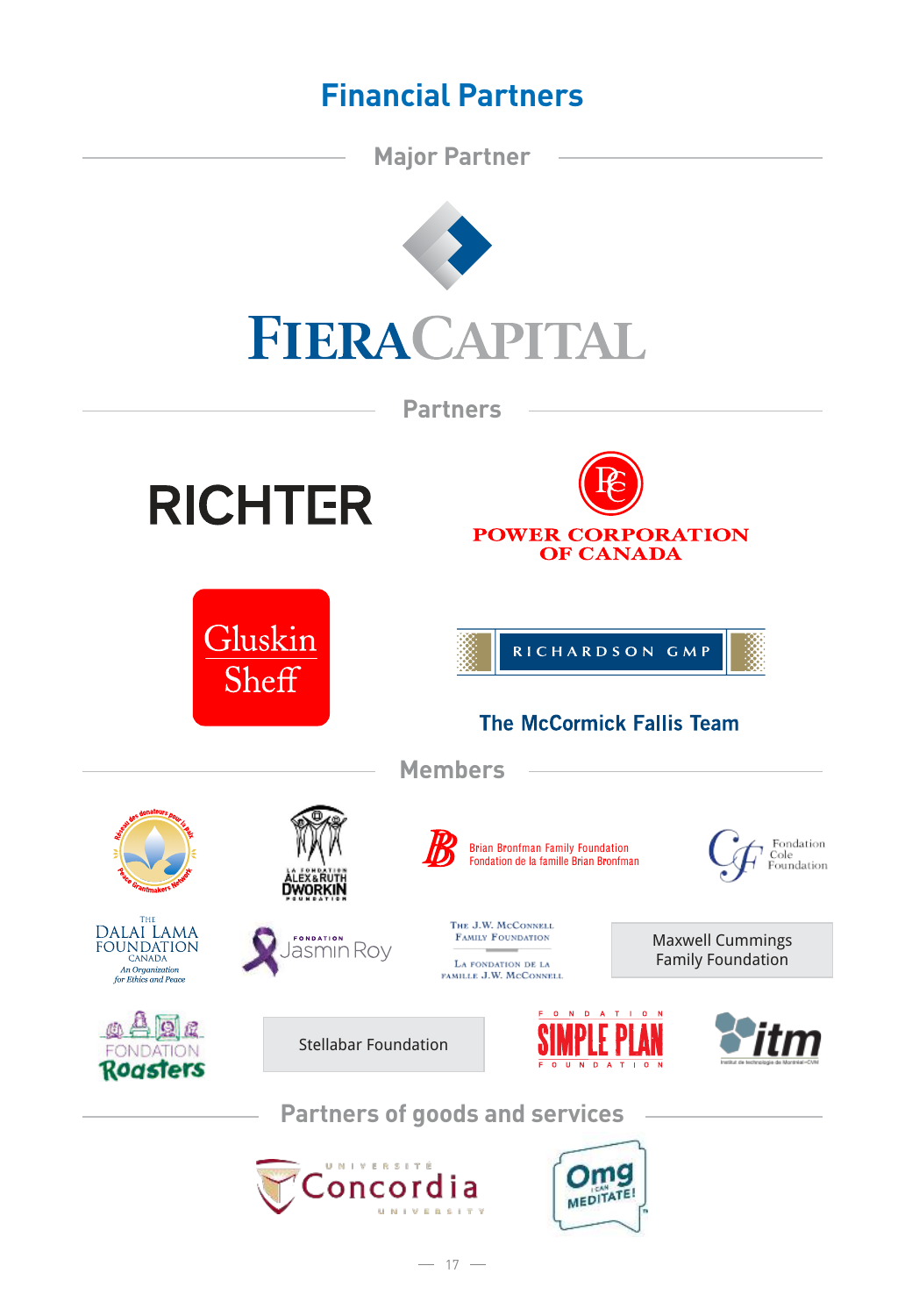# Financial Partners

## Major Partner

FIERA CAPITAL

## Partners

RICHTER

POWER CORPORATION OF CANADA

Gluskin Sheff

RICHARDSON GMP

The McCormick Fallis Team

## Members

Réseau des donateurs pour la paix – Peace Grantmakers Network

La Fondation Alex & Ruth Dworkin Foundation

Brian Bronfman Family Foundation
Fondation de la famille Brian Bronfman

Fondation Cole Foundation

The Dalai Lama Foundation Canada
An Organization for Ethics and Peace

Fondation Jasmin Roy

The J.W. McConnell Family Foundation
La fondation de la famille J.W. McConnell

Maxwell Cummings Family Foundation

Fondation Roasters

Stellabar Foundation

Fondation Simple Plan Foundation

itm
Institut de technologie de Montréal – CVM

## Partners of goods and services

Université Concordia University

Omg I can Meditate!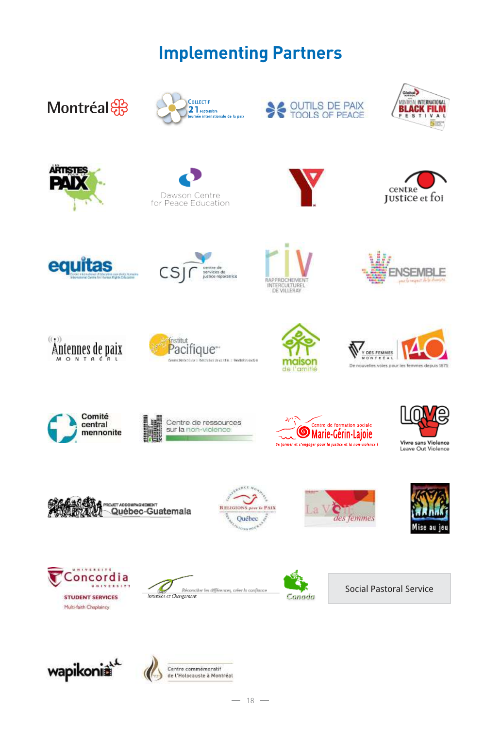# Implementing Partners

Montréal

Collectif 21 septembre Journée internationale de la paix

OUTILS DE PAIX TOOLS OF PEACE

Montreal International Black Film Festival

Les Artistes pour la Paix

Dawson Centre for Peace Education

Centre justice et foi

equitas

csjr centre de services de justice réparatrice

Rapprochement interculturel de Villeray

Ensemble pour le respect de la diversité

Antennes de paix Montréal

Institut Pacifique

maison de l'amitié

Y des femmes Montréal — De nouvelles voies pour les femmes depuis 1875

Comité central mennonite

Centre de ressources sur la non-violence

Centre de formation sociale Marie-Gérin-Lajoie — Se former et s'engager pour la justice et la non-violence !

Love — Vivre sans Violence — Leave Out Violence

Projet Accompagnement Québec-Guatemala

Religions pour la Paix Québec

La Voix des femmes

Mise au jeu

Concordia University — Student Services — Multi-faith Chaplaincy

Initiatives et Changement — Réconcilier les différences, créer la confiance

Canada

Social Pastoral Service

wapikoni

Centre commémoratif de l'Holocauste à Montréal